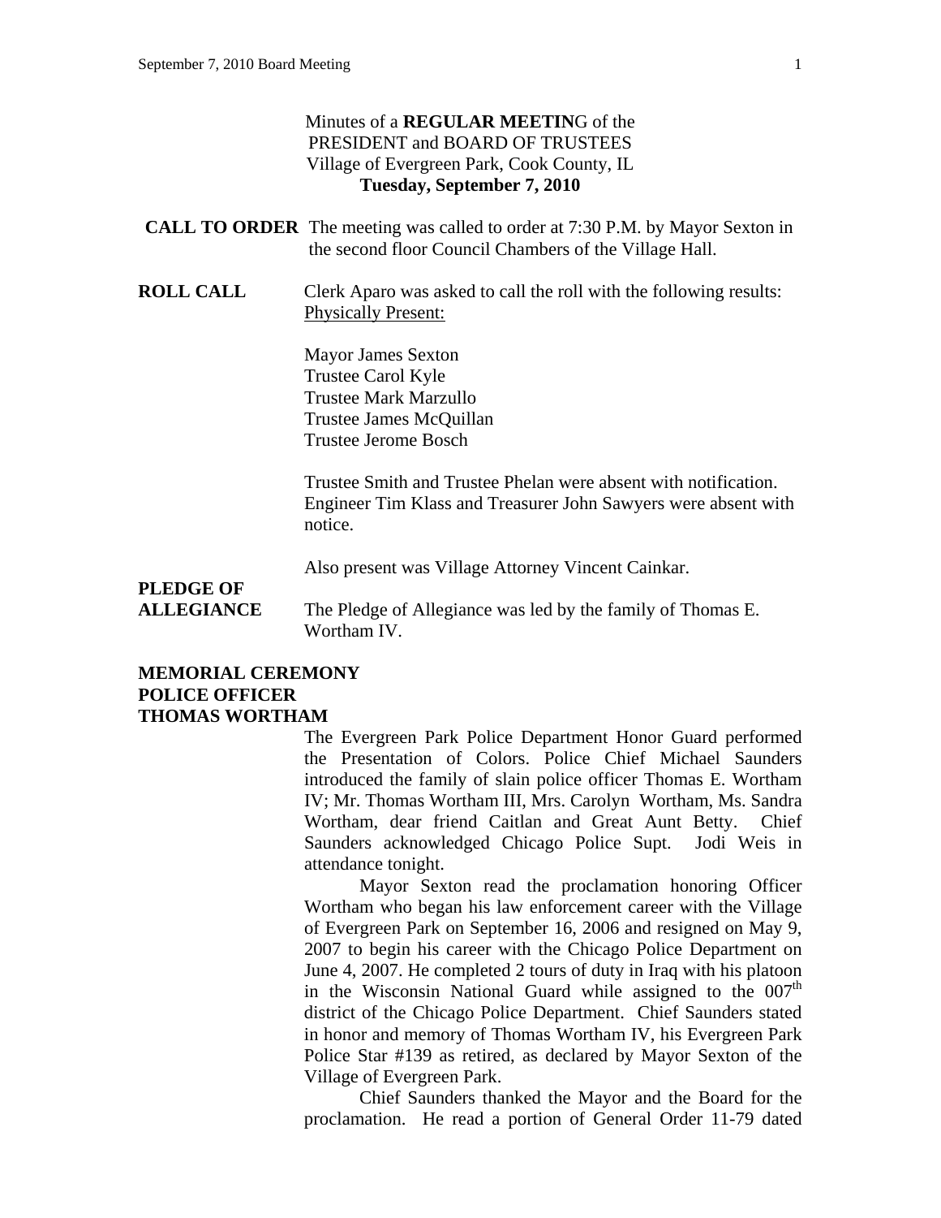Minutes of a **REGULAR MEETIN**G of the
PRESIDENT and BOARD OF TRUSTEES
Village of Evergreen Park, Cook County, IL
**Tuesday, September 7, 2010**

**CALL TO ORDER** The meeting was called to order at 7:30 P.M. by Mayor Sexton in the second floor Council Chambers of the Village Hall.

**ROLL CALL** Clerk Aparo was asked to call the roll with the following results:
Physically Present:

Mayor James Sexton
Trustee Carol Kyle
Trustee Mark Marzullo
Trustee James McQuillan
Trustee Jerome Bosch

Trustee Smith and Trustee Phelan were absent with notification. Engineer Tim Klass and Treasurer John Sawyers were absent with notice.

Also present was Village Attorney Vincent Cainkar.

**PLEDGE OF ALLEGIANCE** The Pledge of Allegiance was led by the family of Thomas E. Wortham IV.

**MEMORIAL CEREMONY POLICE OFFICER THOMAS WORTHAM**

The Evergreen Park Police Department Honor Guard performed the Presentation of Colors. Police Chief Michael Saunders introduced the family of slain police officer Thomas E. Wortham IV; Mr. Thomas Wortham III, Mrs. Carolyn Wortham, Ms. Sandra Wortham, dear friend Caitlan and Great Aunt Betty. Chief Saunders acknowledged Chicago Police Supt. Jodi Weis in attendance tonight.

Mayor Sexton read the proclamation honoring Officer Wortham who began his law enforcement career with the Village of Evergreen Park on September 16, 2006 and resigned on May 9, 2007 to begin his career with the Chicago Police Department on June 4, 2007. He completed 2 tours of duty in Iraq with his platoon in the Wisconsin National Guard while assigned to the 007[th] district of the Chicago Police Department. Chief Saunders stated in honor and memory of Thomas Wortham IV, his Evergreen Park Police Star #139 as retired, as declared by Mayor Sexton of the Village of Evergreen Park.

Chief Saunders thanked the Mayor and the Board for the proclamation. He read a portion of General Order 11-79 dated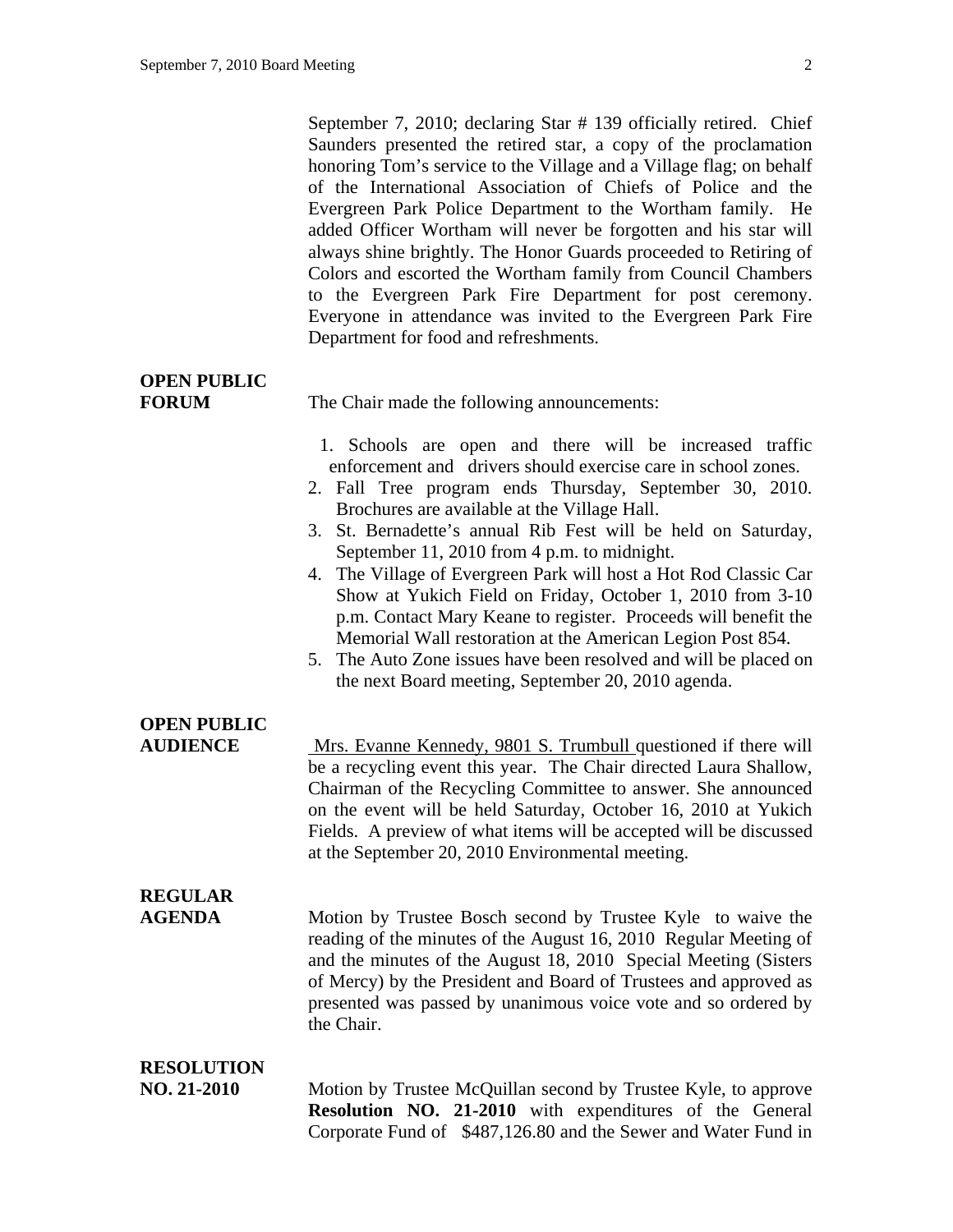September 7, 2010; declaring Star # 139 officially retired. Chief Saunders presented the retired star, a copy of the proclamation honoring Tom's service to the Village and a Village flag; on behalf of the International Association of Chiefs of Police and the Evergreen Park Police Department to the Wortham family. He added Officer Wortham will never be forgotten and his star will always shine brightly. The Honor Guards proceeded to Retiring of Colors and escorted the Wortham family from Council Chambers to the Evergreen Park Fire Department for post ceremony. Everyone in attendance was invited to the Evergreen Park Fire Department for food and refreshments.

**OPEN PUBLIC FORUM**

The Chair made the following announcements:

1. Schools are open and there will be increased traffic enforcement and drivers should exercise care in school zones.
2. Fall Tree program ends Thursday, September 30, 2010. Brochures are available at the Village Hall.
3. St. Bernadette's annual Rib Fest will be held on Saturday, September 11, 2010 from 4 p.m. to midnight.
4. The Village of Evergreen Park will host a Hot Rod Classic Car Show at Yukich Field on Friday, October 1, 2010 from 3-10 p.m. Contact Mary Keane to register. Proceeds will benefit the Memorial Wall restoration at the American Legion Post 854.
5. The Auto Zone issues have been resolved and will be placed on the next Board meeting, September 20, 2010 agenda.

**OPEN PUBLIC AUDIENCE**

Mrs. Evanne Kennedy, 9801 S. Trumbull questioned if there will be a recycling event this year. The Chair directed Laura Shallow, Chairman of the Recycling Committee to answer. She announced on the event will be held Saturday, October 16, 2010 at Yukich Fields. A preview of what items will be accepted will be discussed at the September 20, 2010 Environmental meeting.

**REGULAR AGENDA**

Motion by Trustee Bosch second by Trustee Kyle to waive the reading of the minutes of the August 16, 2010 Regular Meeting of and the minutes of the August 18, 2010 Special Meeting (Sisters of Mercy) by the President and Board of Trustees and approved as presented was passed by unanimous voice vote and so ordered by the Chair.

**RESOLUTION NO. 21-2010**

Motion by Trustee McQuillan second by Trustee Kyle, to approve **Resolution NO. 21-2010** with expenditures of the General Corporate Fund of $487,126.80 and the Sewer and Water Fund in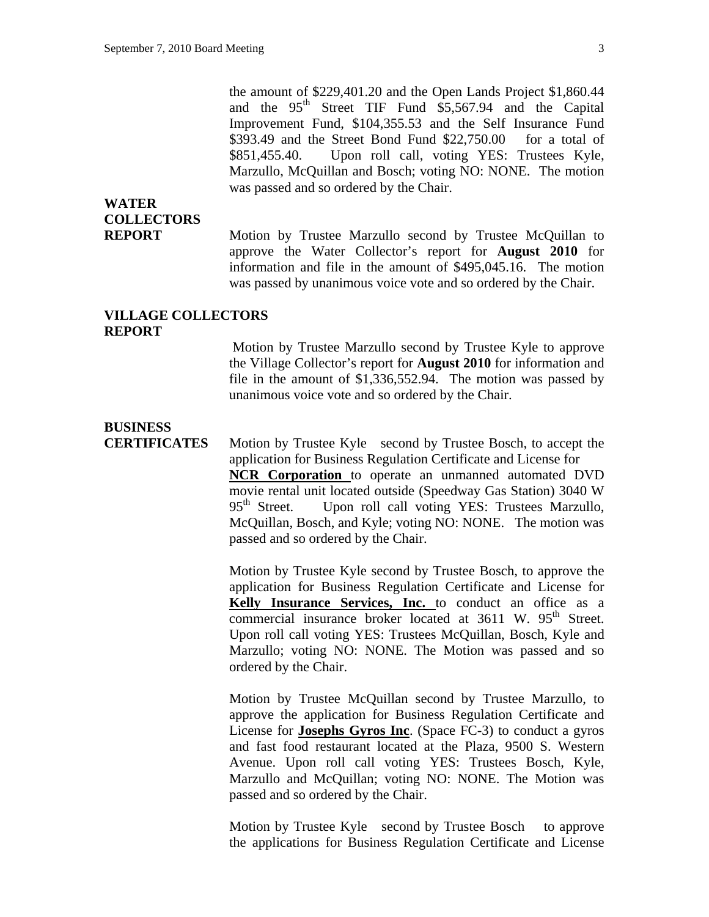the amount of $229,401.20 and the Open Lands Project $1,860.44 and the 95th Street TIF Fund $5,567.94 and the Capital Improvement Fund, $104,355.53 and the Self Insurance Fund $393.49 and the Street Bond Fund $22,750.00 for a total of $851,455.40. Upon roll call, voting YES: Trustees Kyle, Marzullo, McQuillan and Bosch; voting NO: NONE. The motion was passed and so ordered by the Chair.

**WATER COLLECTORS REPORT**

Motion by Trustee Marzullo second by Trustee McQuillan to approve the Water Collector's report for **August 2010** for information and file in the amount of $495,045.16. The motion was passed by unanimous voice vote and so ordered by the Chair.

**VILLAGE COLLECTORS REPORT**

Motion by Trustee Marzullo second by Trustee Kyle to approve the Village Collector's report for **August 2010** for information and file in the amount of $1,336,552.94. The motion was passed by unanimous voice vote and so ordered by the Chair.

**BUSINESS CERTIFICATES**

Motion by Trustee Kyle second by Trustee Bosch, to accept the application for Business Regulation Certificate and License for **NCR Corporation** to operate an unmanned automated DVD movie rental unit located outside (Speedway Gas Station) 3040 W 95th Street. Upon roll call voting YES: Trustees Marzullo, McQuillan, Bosch, and Kyle; voting NO: NONE. The motion was passed and so ordered by the Chair.

Motion by Trustee Kyle second by Trustee Bosch, to approve the application for Business Regulation Certificate and License for **Kelly Insurance Services, Inc.** to conduct an office as a commercial insurance broker located at 3611 W. 95th Street. Upon roll call voting YES: Trustees McQuillan, Bosch, Kyle and Marzullo; voting NO: NONE. The Motion was passed and so ordered by the Chair.

Motion by Trustee McQuillan second by Trustee Marzullo, to approve the application for Business Regulation Certificate and License for **Josephs Gyros Inc**. (Space FC-3) to conduct a gyros and fast food restaurant located at the Plaza, 9500 S. Western Avenue. Upon roll call voting YES: Trustees Bosch, Kyle, Marzullo and McQuillan; voting NO: NONE. The Motion was passed and so ordered by the Chair.

Motion by Trustee Kyle second by Trustee Bosch to approve the applications for Business Regulation Certificate and License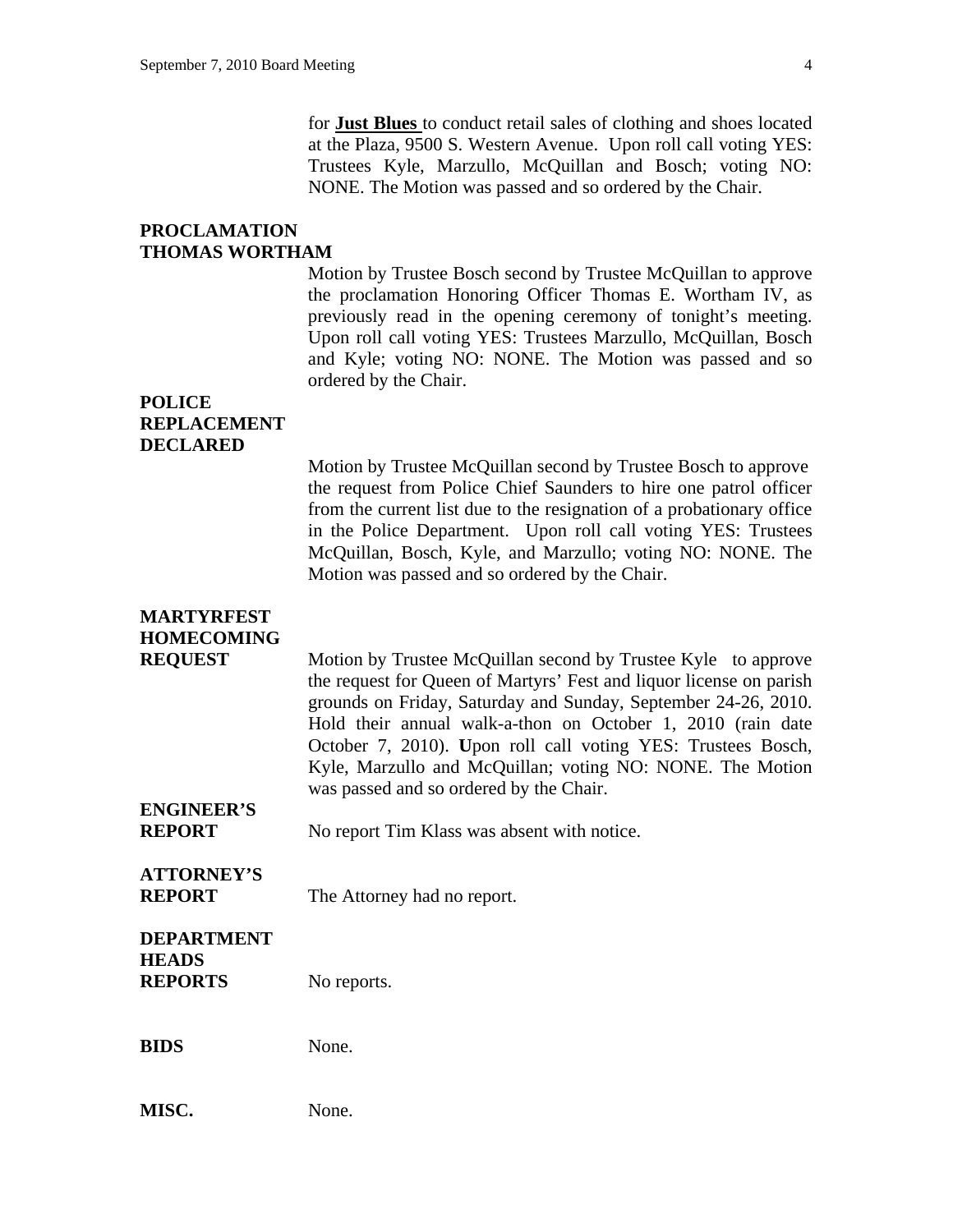for **Just Blues** to conduct retail sales of clothing and shoes located at the Plaza, 9500 S. Western Avenue. Upon roll call voting YES: Trustees Kyle, Marzullo, McQuillan and Bosch; voting NO: NONE. The Motion was passed and so ordered by the Chair.

**PROCLAMATION THOMAS WORTHAM**

Motion by Trustee Bosch second by Trustee McQuillan to approve the proclamation Honoring Officer Thomas E. Wortham IV, as previously read in the opening ceremony of tonight's meeting. Upon roll call voting YES: Trustees Marzullo, McQuillan, Bosch and Kyle; voting NO: NONE. The Motion was passed and so ordered by the Chair.

**POLICE REPLACEMENT DECLARED**

Motion by Trustee McQuillan second by Trustee Bosch to approve the request from Police Chief Saunders to hire one patrol officer from the current list due to the resignation of a probationary office in the Police Department. Upon roll call voting YES: Trustees McQuillan, Bosch, Kyle, and Marzullo; voting NO: NONE. The Motion was passed and so ordered by the Chair.

**MARTYRFEST HOMECOMING REQUEST**

Motion by Trustee McQuillan second by Trustee Kyle to approve the request for Queen of Martyrs' Fest and liquor license on parish grounds on Friday, Saturday and Sunday, September 24-26, 2010. Hold their annual walk-a-thon on October 1, 2010 (rain date October 7, 2010). **U**pon roll call voting YES: Trustees Bosch, Kyle, Marzullo and McQuillan; voting NO: NONE. The Motion was passed and so ordered by the Chair.

**ENGINEER'S REPORT**

No report Tim Klass was absent with notice.

**ATTORNEY'S REPORT**

The Attorney had no report.

**DEPARTMENT HEADS REPORTS**

No reports.

**BIDS**

None.

**MISC.**

None.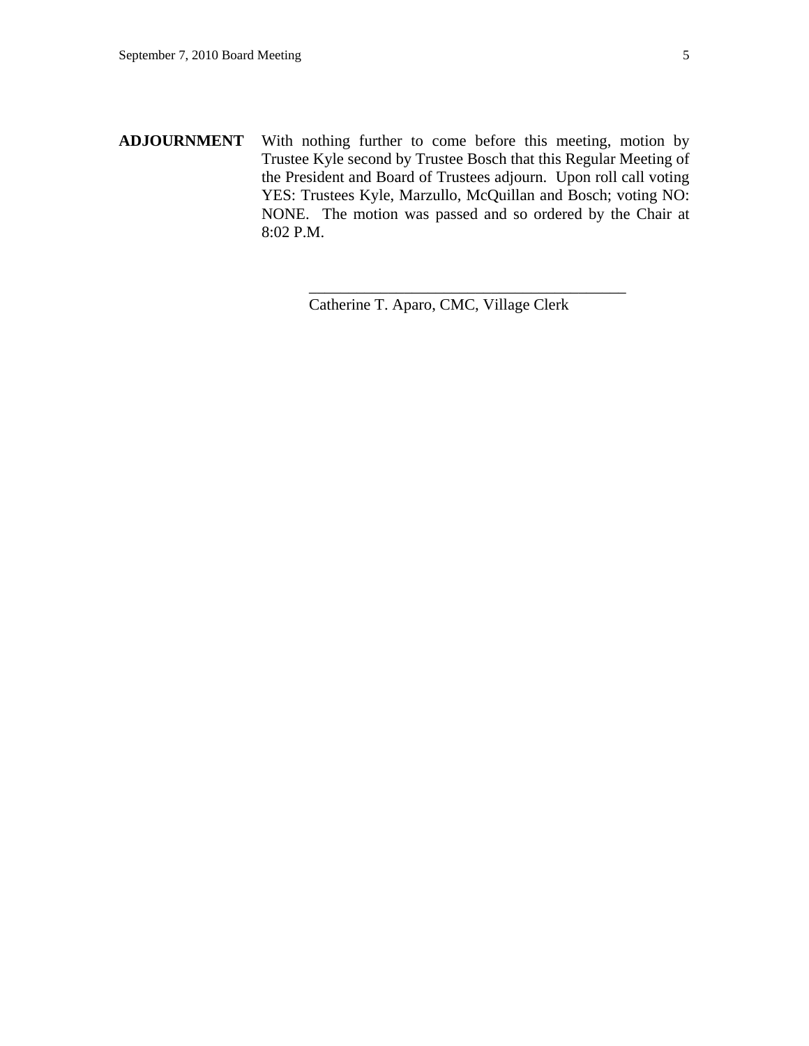**ADJOURNMENT** With nothing further to come before this meeting, motion by Trustee Kyle second by Trustee Bosch that this Regular Meeting of the President and Board of Trustees adjourn. Upon roll call voting YES: Trustees Kyle, Marzullo, McQuillan and Bosch; voting NO: NONE. The motion was passed and so ordered by the Chair at 8:02 P.M.

\_\_\_\_\_\_\_\_\_\_\_\_\_\_\_\_\_\_\_\_\_\_\_\_\_\_\_\_\_\_\_\_\_\_\_\_\_\_\_\_

Catherine T. Aparo, CMC, Village Clerk